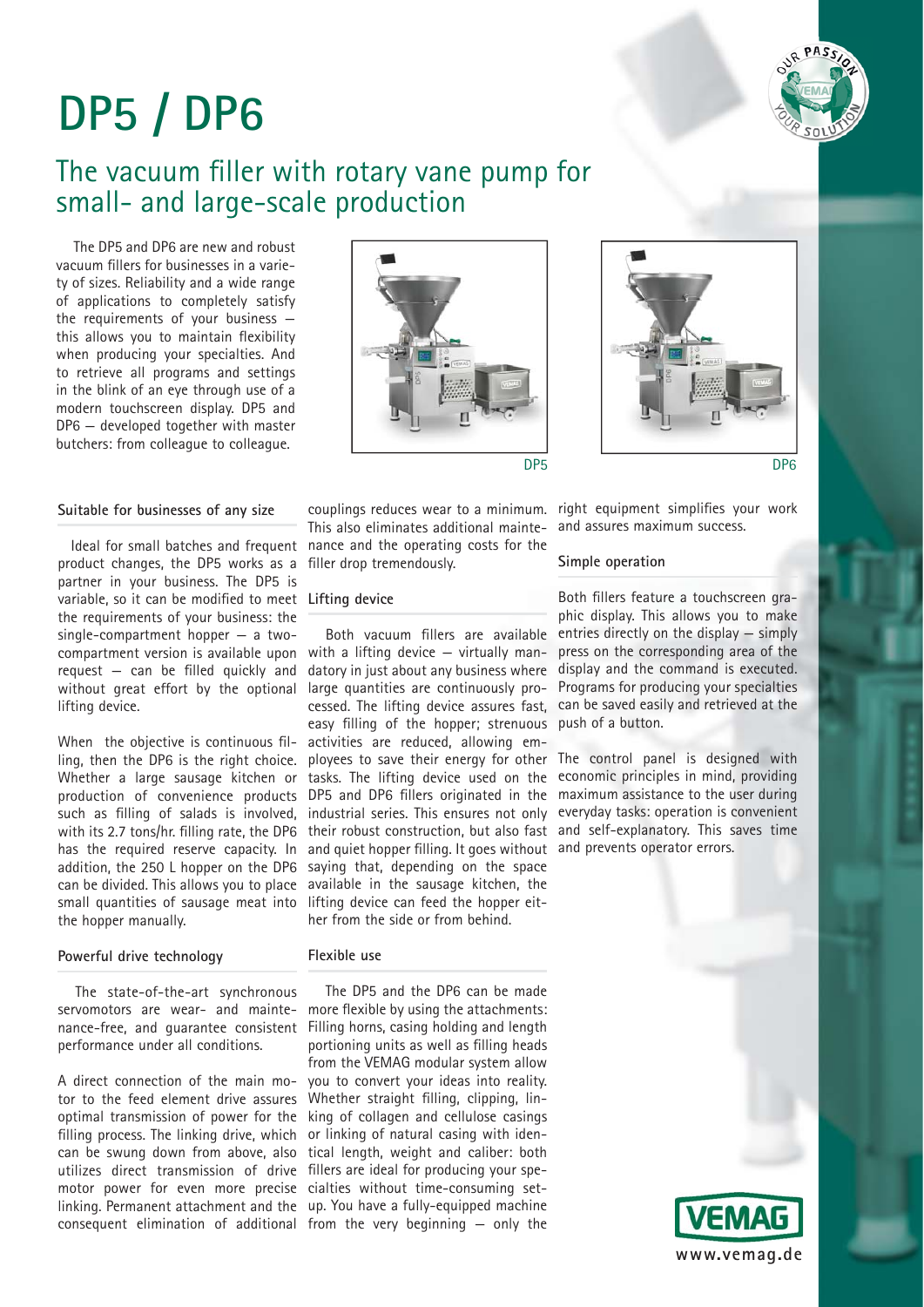# DP5 / DP6

## The vacuum filler with rotary vane pump for small- and large-scale production

The DP5 and DP6 are new and robust vacuum fillers for businesses in a variety of sizes. Reliability and a wide range of applications to completely satisfy the requirements of your business – this allows you to maintain flexibility when producing your specialties. And to retrieve all programs and settings in the blink of an eye through use of a modern touchscreen display. DP5 and DP6 – developed together with master butchers: from colleague to colleague.

DP5

DP6

### Suitable for businesses of any size

Ideal for small batches and frequent product changes, the DP5 works as a partner in your business. The DP5 is variable, so it can be modified to meet the requirements of your business: the single-compartment hopper – a two-compartment version is available upon request – can be filled quickly and without great effort by the optional lifting device.

When the objective is continuous filling, then the DP6 is the right choice. Whether a large sausage kitchen or production of convenience products such as filling of salads is involved, with its 2.7 tons/hr. filling rate, the DP6 has the required reserve capacity. In addition, the 250 L hopper on the DP6 can be divided. This allows you to place small quantities of sausage meat into the hopper manually.

### Powerful drive technology

The state-of-the-art synchronous servomotors are wear- and maintenance-free, and guarantee consistent performance under all conditions.

A direct connection of the main motor to the feed element drive assures optimal transmission of power for the filling process. The linking drive, which can be swung down from above, also utilizes direct transmission of drive motor power for even more precise linking. Permanent attachment and the consequent elimination of additional couplings reduces wear to a minimum. This also eliminates additional maintenance and the operating costs for the filler drop tremendously.

### Lifting device

Both vacuum fillers are available with a lifting device – virtually mandatory in just about any business where large quantities are continuously processed. The lifting device assures fast, easy filling of the hopper; strenuous activities are reduced, allowing employees to save their energy for other tasks. The lifting device used on the DP5 and DP6 fillers originated in the industrial series. This ensures not only their robust construction, but also fast and quiet hopper filling. It goes without saying that, depending on the space available in the sausage kitchen, the lifting device can feed the hopper either from the side or from behind.

### Flexible use

The DP5 and the DP6 can be made more flexible by using the attachments: Filling horns, casing holding and length portioning units as well as filling heads from the VEMAG modular system allow you to convert your ideas into reality. Whether straight filling, clipping, linking of collagen and cellulose casings or linking of natural casing with identical length, weight and caliber: both fillers are ideal for producing your specialties without time-consuming set-up. You have a fully-equipped machine from the very beginning – only the right equipment simplifies your work and assures maximum success.

### Simple operation

Both fillers feature a touchscreen graphic display. This allows you to make entries directly on the display – simply press on the corresponding area of the display and the command is executed. Programs for producing your specialties can be saved easily and retrieved at the push of a button.

The control panel is designed with economic principles in mind, providing maximum assistance to the user during everyday tasks: operation is convenient and self-explanatory. This saves time and prevents operator errors.

VEMAG

www.vemag.de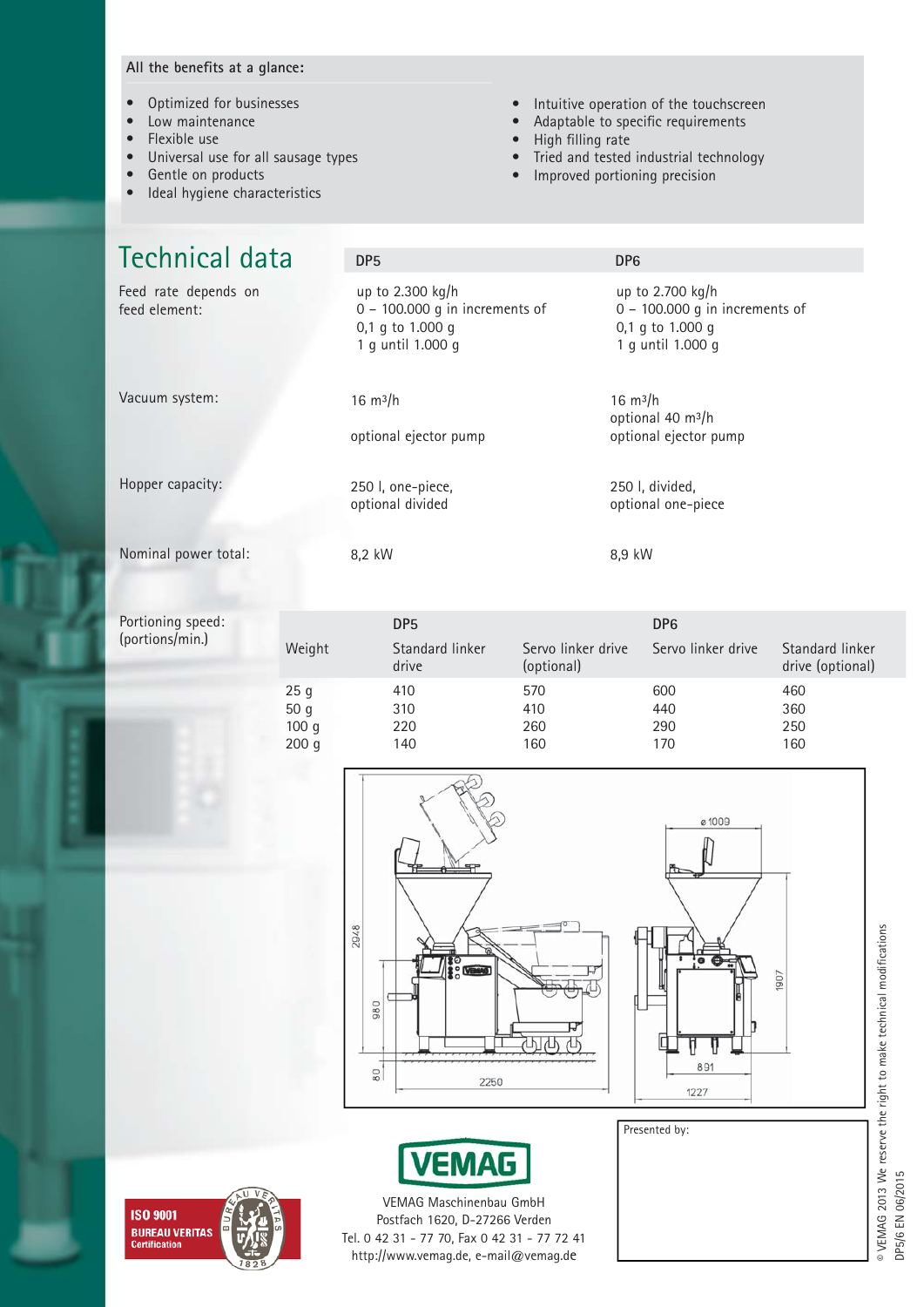## All the benefits at a glance:

- Optimized for businesses
- Low maintenance
- Flexible use
- Universal use for all sausage types
- Gentle on products
- Ideal hygiene characteristics
- Intuitive operation of the touchscreen
- Adaptable to specific requirements
- High filling rate
- Tried and tested industrial technology
- Improved portioning precision

# Technical data

| | DP5 | DP6 |
|---|---|---|
| Feed rate depends on feed element: | up to 2.300 kg/h<br>0 – 100.000 g in increments of 0,1 g to 1.000 g<br>1 g until 1.000 g | up to 2.700 kg/h<br>0 – 100.000 g in increments of 0,1 g to 1.000 g<br>1 g until 1.000 g |
| Vacuum system: | 16 m³/h<br>optional ejector pump | 16 m³/h<br>optional 40 m³/h<br>optional ejector pump |
| Hopper capacity: | 250 l, one-piece, optional divided | 250 l, divided, optional one-piece |
| Nominal power total: | 8,2 kW | 8,9 kW |

Portioning speed: (portions/min.)

| | DP5 | | DP6 | |
|---|---|---|---|---|
| Weight | Standard linker drive | Servo linker drive (optional) | Servo linker drive | Standard linker drive (optional) |
| 25 g | 410 | 570 | 600 | 460 |
| 50 g | 310 | 410 | 440 | 360 |
| 100 g | 220 | 260 | 290 | 250 |
| 200 g | 140 | 160 | 170 | 160 |

2948
980
80
2250
ø 1009
1907
891
1227

VEMAG

VEMAG Maschinenbau GmbH
Postfach 1620, D-27266 Verden
Tel. 0 42 31 - 77 70, Fax 0 42 31 - 77 72 41
http://www.vemag.de, e-mail@vemag.de

Presented by:

ISO 9001
BUREAU VERITAS
Certification

© VEMAG 2013 We reserve the right to make technical modifications
DP5/6 EN 06/2015